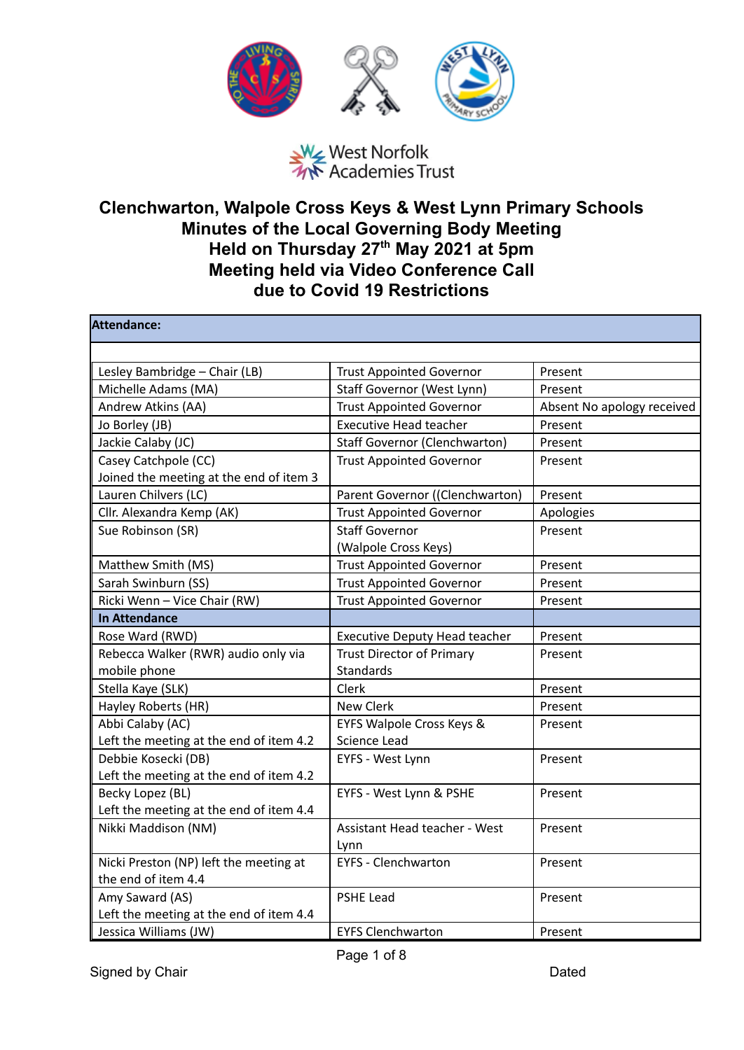West Norfolk Academies Trust

# Clenchwarton, Walpole Cross Keys & West Lynn Primary Schools
# Minutes of the Local Governing Body Meeting
# Held on Thursday 27th May 2021 at 5pm
# Meeting held via Video Conference Call due to Covid 19 Restrictions

| **Attendance:** | | |
|---|---|---|
| | | |
| Lesley Bambridge – Chair (LB) | Trust Appointed Governor | Present |
| Michelle Adams (MA) | Staff Governor (West Lynn) | Present |
| Andrew Atkins (AA) | Trust Appointed Governor | Absent No apology received |
| Jo Borley (JB) | Executive Head teacher | Present |
| Jackie Calaby (JC) | Staff Governor (Clenchwarton) | Present |
| Casey Catchpole (CC) Joined the meeting at the end of item 3 | Trust Appointed Governor | Present |
| Lauren Chilvers (LC) | Parent Governor ((Clenchwarton) | Present |
| Cllr. Alexandra Kemp (AK) | Trust Appointed Governor | Apologies |
| Sue Robinson (SR) | Staff Governor (Walpole Cross Keys) | Present |
| Matthew Smith (MS) | Trust Appointed Governor | Present |
| Sarah Swinburn (SS) | Trust Appointed Governor | Present |
| Ricki Wenn – Vice Chair (RW) | Trust Appointed Governor | Present |
| **In Attendance** | | |
| Rose Ward (RWD) | Executive Deputy Head teacher | Present |
| Rebecca Walker (RWR) audio only via mobile phone | Trust Director of Primary Standards | Present |
| Stella Kaye (SLK) | Clerk | Present |
| Hayley Roberts (HR) | New Clerk | Present |
| Abbi Calaby (AC) Left the meeting at the end of item 4.2 | EYFS Walpole Cross Keys & Science Lead | Present |
| Debbie Kosecki (DB) Left the meeting at the end of item 4.2 | EYFS - West Lynn | Present |
| Becky Lopez (BL) Left the meeting at the end of item 4.4 | EYFS - West Lynn & PSHE | Present |
| Nikki Maddison (NM) | Assistant Head teacher - West Lynn | Present |
| Nicki Preston (NP) left the meeting at the end of item 4.4 | EYFS - Clenchwarton | Present |
| Amy Saward (AS) Left the meeting at the end of item 4.4 | PSHE Lead | Present |
| Jessica Williams (JW) | EYFS Clenchwarton | Present |

Signed by Chair Dated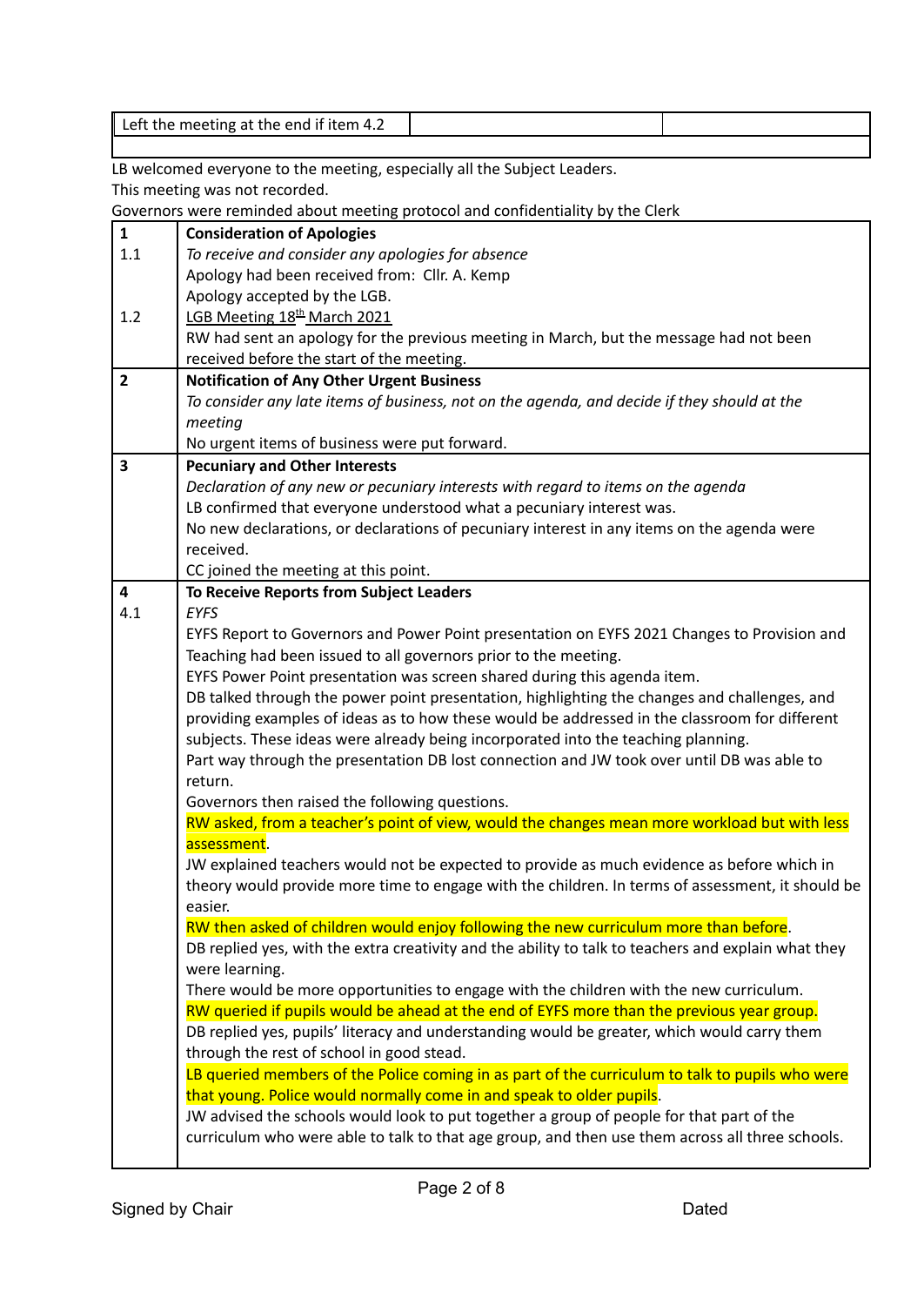| Left the meeting at the end if item 4.2 | | |
|---|---|---|
| | | |

LB welcomed everyone to the meeting, especially all the Subject Leaders.
This meeting was not recorded.
Governors were reminded about meeting protocol and confidentiality by the Clerk

| | |
|---|---|
| **1** | **Consideration of Apologies** |
| 1.1 | *To receive and consider any apologies for absence*<br>Apology had been received from: Cllr. A. Kemp<br>Apology accepted by the LGB. |
| 1.2 | LGB Meeting 18th March 2021<br>RW had sent an apology for the previous meeting in March, but the message had not been received before the start of the meeting. |
| **2** | **Notification of Any Other Urgent Business**<br>*To consider any late items of business, not on the agenda, and decide if they should at the meeting*<br>No urgent items of business were put forward. |
| **3** | **Pecuniary and Other Interests**<br>*Declaration of any new or pecuniary interests with regard to items on the agenda*<br>LB confirmed that everyone understood what a pecuniary interest was.<br>No new declarations, or declarations of pecuniary interest in any items on the agenda were received.<br>CC joined the meeting at this point. |
| **4** | **To Receive Reports from Subject Leaders** |
| 4.1 | *EYFS*<br>EYFS Report to Governors and Power Point presentation on EYFS 2021 Changes to Provision and Teaching had been issued to all governors prior to the meeting.<br>EYFS Power Point presentation was screen shared during this agenda item.<br>DB talked through the power point presentation, highlighting the changes and challenges, and providing examples of ideas as to how these would be addressed in the classroom for different subjects. These ideas were already being incorporated into the teaching planning.<br>Part way through the presentation DB lost connection and JW took over until DB was able to return.<br>Governors then raised the following questions.<br>RW asked, from a teacher's point of view, would the changes mean more workload but with less assessment.<br>JW explained teachers would not be expected to provide as much evidence as before which in theory would provide more time to engage with the children. In terms of assessment, it should be easier.<br>RW then asked of children would enjoy following the new curriculum more than before.<br>DB replied yes, with the extra creativity and the ability to talk to teachers and explain what they were learning.<br>There would be more opportunities to engage with the children with the new curriculum.<br>RW queried if pupils would be ahead at the end of EYFS more than the previous year group.<br>DB replied yes, pupils' literacy and understanding would be greater, which would carry them through the rest of school in good stead.<br>LB queried members of the Police coming in as part of the curriculum to talk to pupils who were that young. Police would normally come in and speak to older pupils.<br>JW advised the schools would look to put together a group of people for that part of the curriculum who were able to talk to that age group, and then use them across all three schools. |

Signed by Chair　　　　　　　　　　　　　　　　　　　　　　　　　　　Dated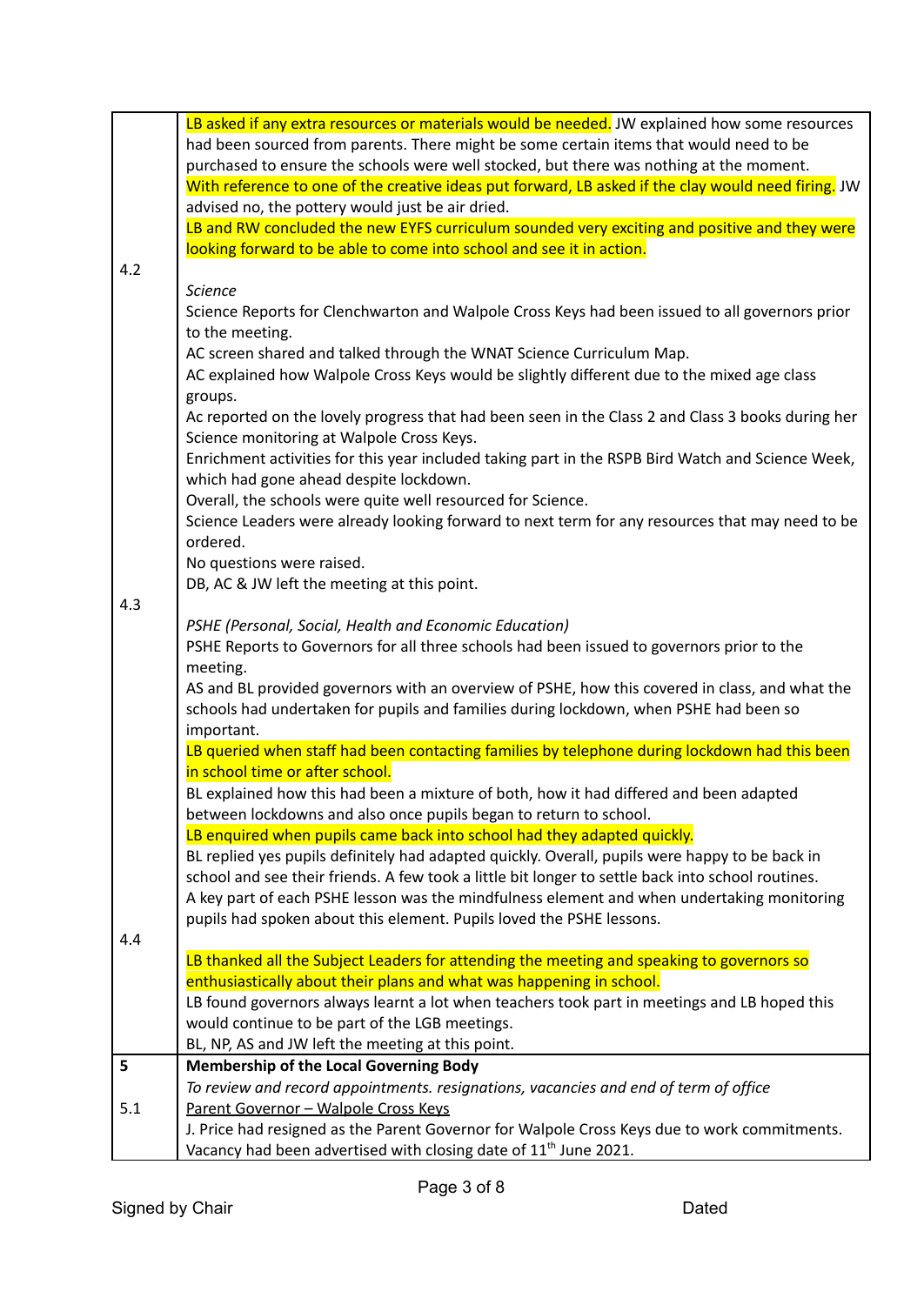| | |
|---|---|
| | LB asked if any extra resources or materials would be needed. JW explained how some resources had been sourced from parents. There might be some certain items that would need to be purchased to ensure the schools were well stocked, but there was nothing at the moment.<br>With reference to one of the creative ideas put forward, LB asked if the clay would need firing. JW advised no, the pottery would just be air dried.<br>LB and RW concluded the new EYFS curriculum sounded very exciting and positive and they were looking forward to be able to come into school and see it in action. |
| 4.2 | *Science*<br>Science Reports for Clenchwarton and Walpole Cross Keys had been issued to all governors prior to the meeting.<br>AC screen shared and talked through the WNAT Science Curriculum Map.<br>AC explained how Walpole Cross Keys would be slightly different due to the mixed age class groups.<br>Ac reported on the lovely progress that had been seen in the Class 2 and Class 3 books during her Science monitoring at Walpole Cross Keys.<br>Enrichment activities for this year included taking part in the RSPB Bird Watch and Science Week, which had gone ahead despite lockdown.<br>Overall, the schools were quite well resourced for Science.<br>Science Leaders were already looking forward to next term for any resources that may need to be ordered.<br>No questions were raised.<br>DB, AC & JW left the meeting at this point. |
| 4.3 | *PSHE (Personal, Social, Health and Economic Education)*<br>PSHE Reports to Governors for all three schools had been issued to governors prior to the meeting.<br>AS and BL provided governors with an overview of PSHE, how this covered in class, and what the schools had undertaken for pupils and families during lockdown, when PSHE had been so important.<br>LB queried when staff had been contacting families by telephone during lockdown had this been in school time or after school.<br>BL explained how this had been a mixture of both, how it had differed and been adapted between lockdowns and also once pupils began to return to school.<br>LB enquired when pupils came back into school had they adapted quickly.<br>BL replied yes pupils definitely had adapted quickly. Overall, pupils were happy to be back in school and see their friends. A few took a little bit longer to settle back into school routines.<br>A key part of each PSHE lesson was the mindfulness element and when undertaking monitoring pupils had spoken about this element. Pupils loved the PSHE lessons. |
| 4.4 | LB thanked all the Subject Leaders for attending the meeting and speaking to governors so enthusiastically about their plans and what was happening in school.<br>LB found governors always learnt a lot when teachers took part in meetings and LB hoped this would continue to be part of the LGB meetings.<br>BL, NP, AS and JW left the meeting at this point. |
| **5** | **Membership of the Local Governing Body**<br>*To review and record appointments. resignations, vacancies and end of term of office* |
| 5.1 | Parent Governor – Walpole Cross Keys<br>J. Price had resigned as the Parent Governor for Walpole Cross Keys due to work commitments. Vacancy had been advertised with closing date of 11th June 2021. |

Signed by Chair Dated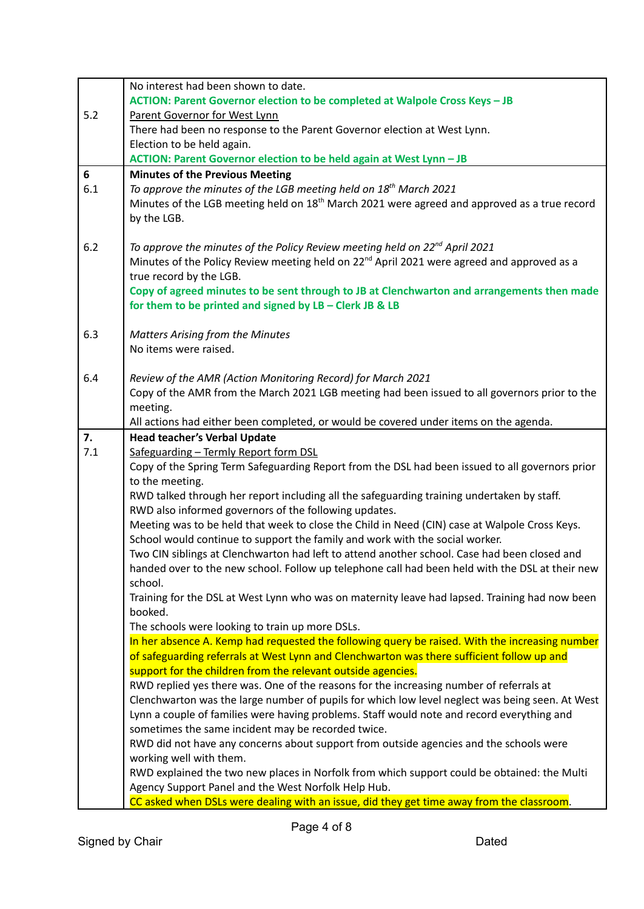| | |
|---|---|
| | No interest had been shown to date.<br>**ACTION: Parent Governor election to be completed at Walpole Cross Keys – JB** |
| 5.2 | <u>Parent Governor for West Lynn</u><br>There had been no response to the Parent Governor election at West Lynn.<br>Election to be held again.<br>**ACTION: Parent Governor election to be held again at West Lynn – JB** |
| **6**<br>6.1 | **Minutes of the Previous Meeting**<br>*To approve the minutes of the LGB meeting held on 18th March 2021*<br>Minutes of the LGB meeting held on 18th March 2021 were agreed and approved as a true record by the LGB. |
| 6.2 | *To approve the minutes of the Policy Review meeting held on 22nd April 2021*<br>Minutes of the Policy Review meeting held on 22nd April 2021 were agreed and approved as a true record by the LGB.<br>**Copy of agreed minutes to be sent through to JB at Clenchwarton and arrangements then made for them to be printed and signed by LB – Clerk JB & LB** |
| 6.3 | *Matters Arising from the Minutes*<br>No items were raised. |
| 6.4 | *Review of the AMR (Action Monitoring Record) for March 2021*<br>Copy of the AMR from the March 2021 LGB meeting had been issued to all governors prior to the meeting.<br>All actions had either been completed, or would be covered under items on the agenda. |
| **7.**<br>7.1 | **Head teacher's Verbal Update**<br><u>Safeguarding – Termly Report form DSL</u><br>Copy of the Spring Term Safeguarding Report from the DSL had been issued to all governors prior to the meeting.<br>RWD talked through her report including all the safeguarding training undertaken by staff.<br>RWD also informed governors of the following updates.<br>Meeting was to be held that week to close the Child in Need (CIN) case at Walpole Cross Keys. School would continue to support the family and work with the social worker.<br>Two CIN siblings at Clenchwarton had left to attend another school. Case had been closed and handed over to the new school. Follow up telephone call had been held with the DSL at their new school.<br>Training for the DSL at West Lynn who was on maternity leave had lapsed. Training had now been booked.<br>The schools were looking to train up more DSLs.<br>In her absence A. Kemp had requested the following query be raised. With the increasing number of safeguarding referrals at West Lynn and Clenchwarton was there sufficient follow up and support for the children from the relevant outside agencies.<br>RWD replied yes there was. One of the reasons for the increasing number of referrals at Clenchwarton was the large number of pupils for which low level neglect was being seen. At West Lynn a couple of families were having problems. Staff would note and record everything and sometimes the same incident may be recorded twice.<br>RWD did not have any concerns about support from outside agencies and the schools were working well with them.<br>RWD explained the two new places in Norfolk from which support could be obtained: the Multi Agency Support Panel and the West Norfolk Help Hub.<br>CC asked when DSLs were dealing with an issue, did they get time away from the classroom. |

Signed by Chair Dated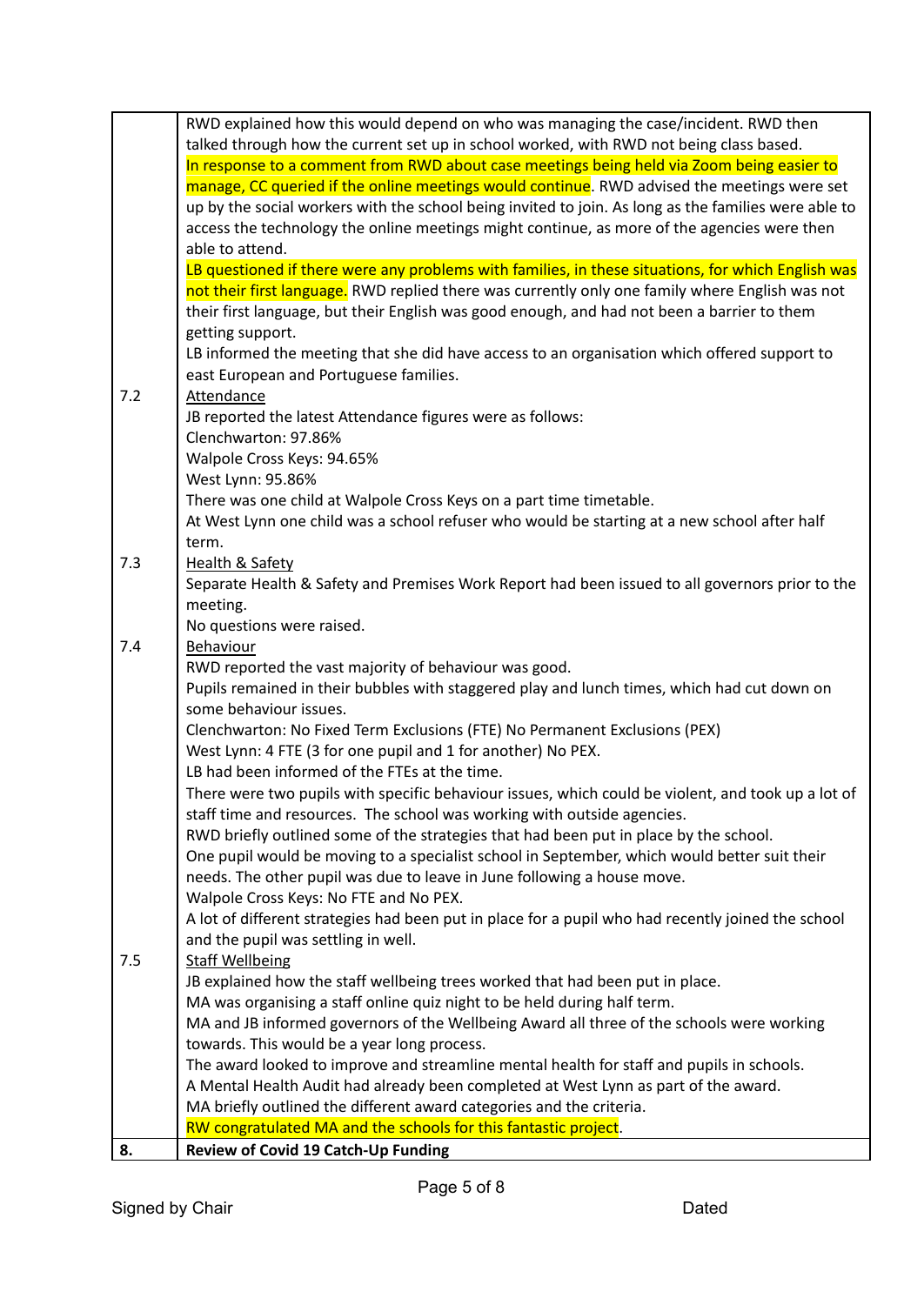| | |
|---|---|
| | RWD explained how this would depend on who was managing the case/incident. RWD then talked through how the current set up in school worked, with RWD not being class based.<br>In response to a comment from RWD about case meetings being held via Zoom being easier to manage, CC queried if the online meetings would continue. RWD advised the meetings were set up by the social workers with the school being invited to join. As long as the families were able to access the technology the online meetings might continue, as more of the agencies were then able to attend.<br>LB questioned if there were any problems with families, in these situations, for which English was not their first language. RWD replied there was currently only one family where English was not their first language, but their English was good enough, and had not been a barrier to them getting support.<br>LB informed the meeting that she did have access to an organisation which offered support to east European and Portuguese families. |
| 7.2 | <u>Attendance</u><br>JB reported the latest Attendance figures were as follows:<br>Clenchwarton: 97.86%<br>Walpole Cross Keys: 94.65%<br>West Lynn: 95.86%<br>There was one child at Walpole Cross Keys on a part time timetable.<br>At West Lynn one child was a school refuser who would be starting at a new school after half term. |
| 7.3 | <u>Health & Safety</u><br>Separate Health & Safety and Premises Work Report had been issued to all governors prior to the meeting.<br>No questions were raised. |
| 7.4 | <u>Behaviour</u><br>RWD reported the vast majority of behaviour was good.<br>Pupils remained in their bubbles with staggered play and lunch times, which had cut down on some behaviour issues.<br>Clenchwarton: No Fixed Term Exclusions (FTE) No Permanent Exclusions (PEX)<br>West Lynn: 4 FTE (3 for one pupil and 1 for another) No PEX.<br>LB had been informed of the FTEs at the time.<br>There were two pupils with specific behaviour issues, which could be violent, and took up a lot of staff time and resources. The school was working with outside agencies.<br>RWD briefly outlined some of the strategies that had been put in place by the school.<br>One pupil would be moving to a specialist school in September, which would better suit their needs. The other pupil was due to leave in June following a house move.<br>Walpole Cross Keys: No FTE and No PEX.<br>A lot of different strategies had been put in place for a pupil who had recently joined the school and the pupil was settling in well. |
| 7.5 | <u>Staff Wellbeing</u><br>JB explained how the staff wellbeing trees worked that had been put in place.<br>MA was organising a staff online quiz night to be held during half term.<br>MA and JB informed governors of the Wellbeing Award all three of the schools were working towards. This would be a year long process.<br>The award looked to improve and streamline mental health for staff and pupils in schools.<br>A Mental Health Audit had already been completed at West Lynn as part of the award.<br>MA briefly outlined the different award categories and the criteria.<br>RW congratulated MA and the schools for this fantastic project. |
| **8.** | **Review of Covid 19 Catch-Up Funding** |

Signed by Chair Dated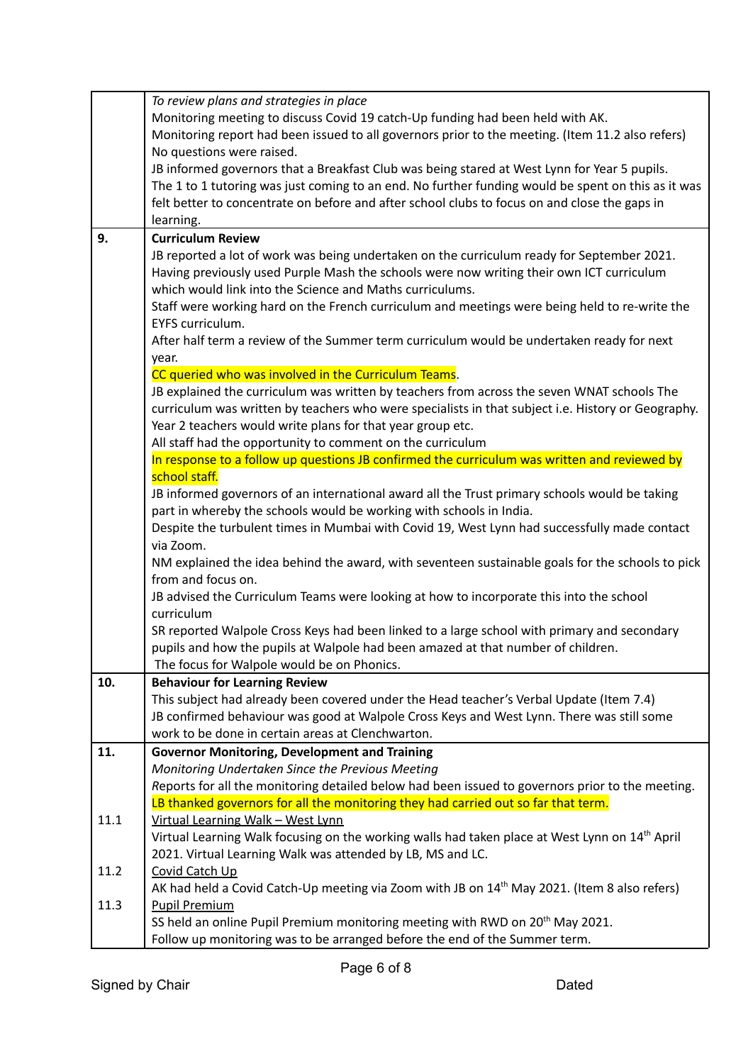| | |
|---|---|
| | *To review plans and strategies in place*<br>Monitoring meeting to discuss Covid 19 catch-Up funding had been held with AK.<br>Monitoring report had been issued to all governors prior to the meeting. (Item 11.2 also refers)<br>No questions were raised.<br>JB informed governors that a Breakfast Club was being stared at West Lynn for Year 5 pupils.<br>The 1 to 1 tutoring was just coming to an end. No further funding would be spent on this as it was felt better to concentrate on before and after school clubs to focus on and close the gaps in learning. |
| **9.** | **Curriculum Review**<br>JB reported a lot of work was being undertaken on the curriculum ready for September 2021.<br>Having previously used Purple Mash the schools were now writing their own ICT curriculum which would link into the Science and Maths curriculums.<br>Staff were working hard on the French curriculum and meetings were being held to re-write the EYFS curriculum.<br>After half term a review of the Summer term curriculum would be undertaken ready for next year.<br>CC queried who was involved in the Curriculum Teams.<br>JB explained the curriculum was written by teachers from across the seven WNAT schools The curriculum was written by teachers who were specialists in that subject i.e. History or Geography.<br>Year 2 teachers would write plans for that year group etc.<br>All staff had the opportunity to comment on the curriculum<br>In response to a follow up questions JB confirmed the curriculum was written and reviewed by school staff.<br>JB informed governors of an international award all the Trust primary schools would be taking part in whereby the schools would be working with schools in India.<br>Despite the turbulent times in Mumbai with Covid 19, West Lynn had successfully made contact via Zoom.<br>NM explained the idea behind the award, with seventeen sustainable goals for the schools to pick from and focus on.<br>JB advised the Curriculum Teams were looking at how to incorporate this into the school curriculum<br>SR reported Walpole Cross Keys had been linked to a large school with primary and secondary pupils and how the pupils at Walpole had been amazed at that number of children.<br>The focus for Walpole would be on Phonics. |
| **10.** | **Behaviour for Learning Review**<br>This subject had already been covered under the Head teacher's Verbal Update (Item 7.4)<br>JB confirmed behaviour was good at Walpole Cross Keys and West Lynn. There was still some work to be done in certain areas at Clenchwarton. |
| **11.** | **Governor Monitoring, Development and Training**<br>*Monitoring Undertaken Since the Previous Meeting*<br>Reports for all the monitoring detailed below had been issued to governors prior to the meeting.<br>LB thanked governors for all the monitoring they had carried out so far that term. |
| 11.1 | Virtual Learning Walk – West Lynn<br>Virtual Learning Walk focusing on the working walls had taken place at West Lynn on 14th April 2021. Virtual Learning Walk was attended by LB, MS and LC. |
| 11.2 | Covid Catch Up<br>AK had held a Covid Catch-Up meeting via Zoom with JB on 14th May 2021. (Item 8 also refers) |
| 11.3 | Pupil Premium<br>SS held an online Pupil Premium monitoring meeting with RWD on 20th May 2021.<br>Follow up monitoring was to be arranged before the end of the Summer term. |

Signed by Chair Dated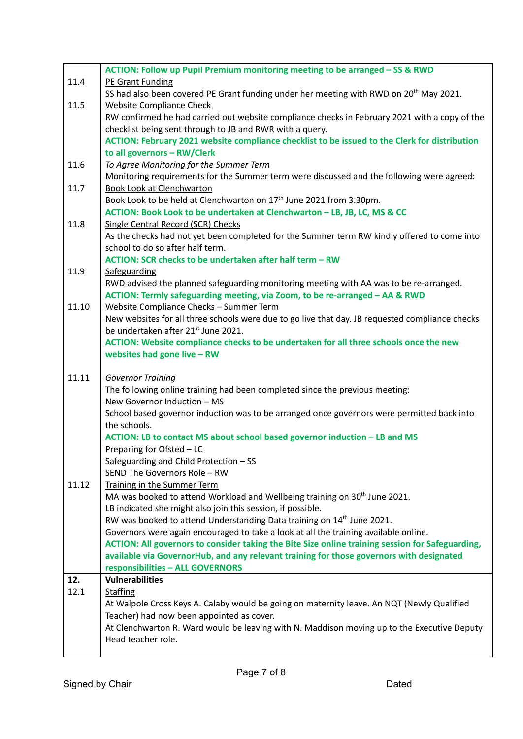| | |
|---|---|
| | **ACTION: Follow up Pupil Premium monitoring meeting to be arranged – SS & RWD** |
| 11.4 | PE Grant Funding<br>SS had also been covered PE Grant funding under her meeting with RWD on 20th May 2021. |
| 11.5 | Website Compliance Check<br>RW confirmed he had carried out website compliance checks in February 2021 with a copy of the checklist being sent through to JB and RWR with a query.<br>**ACTION: February 2021 website compliance checklist to be issued to the Clerk for distribution to all governors – RW/Clerk** |
| 11.6 | *To Agree Monitoring for the Summer Term*<br>Monitoring requirements for the Summer term were discussed and the following were agreed: |
| 11.7 | Book Look at Clenchwarton<br>Book Look to be held at Clenchwarton on 17th June 2021 from 3.30pm.<br>**ACTION: Book Look to be undertaken at Clenchwarton – LB, JB, LC, MS & CC** |
| 11.8 | Single Central Record (SCR) Checks<br>As the checks had not yet been completed for the Summer term RW kindly offered to come into school to do so after half term.<br>**ACTION: SCR checks to be undertaken after half term – RW** |
| 11.9 | Safeguarding<br>RWD advised the planned safeguarding monitoring meeting with AA was to be re-arranged.<br>**ACTION: Termly safeguarding meeting, via Zoom, to be re-arranged – AA & RWD** |
| 11.10 | Website Compliance Checks – Summer Term<br>New websites for all three schools were due to go live that day. JB requested compliance checks be undertaken after 21st June 2021.<br>**ACTION: Website compliance checks to be undertaken for all three schools once the new websites had gone live – RW** |
| 11.11 | *Governor Training*<br>The following online training had been completed since the previous meeting:<br>New Governor Induction – MS<br>School based governor induction was to be arranged once governors were permitted back into the schools.<br>**ACTION: LB to contact MS about school based governor induction – LB and MS**<br>Preparing for Ofsted – LC<br>Safeguarding and Child Protection – SS<br>SEND The Governors Role – RW |
| 11.12 | Training in the Summer Term<br>MA was booked to attend Workload and Wellbeing training on 30th June 2021.<br>LB indicated she might also join this session, if possible.<br>RW was booked to attend Understanding Data training on 14th June 2021.<br>Governors were again encouraged to take a look at all the training available online.<br>**ACTION: All governors to consider taking the Bite Size online training session for Safeguarding, available via GovernorHub, and any relevant training for those governors with designated responsibilities – ALL GOVERNORS** |
| **12.** | **Vulnerabilities** |
| 12.1 | Staffing<br>At Walpole Cross Keys A. Calaby would be going on maternity leave. An NQT (Newly Qualified Teacher) had now been appointed as cover.<br>At Clenchwarton R. Ward would be leaving with N. Maddison moving up to the Executive Deputy Head teacher role. |

Signed by Chair Dated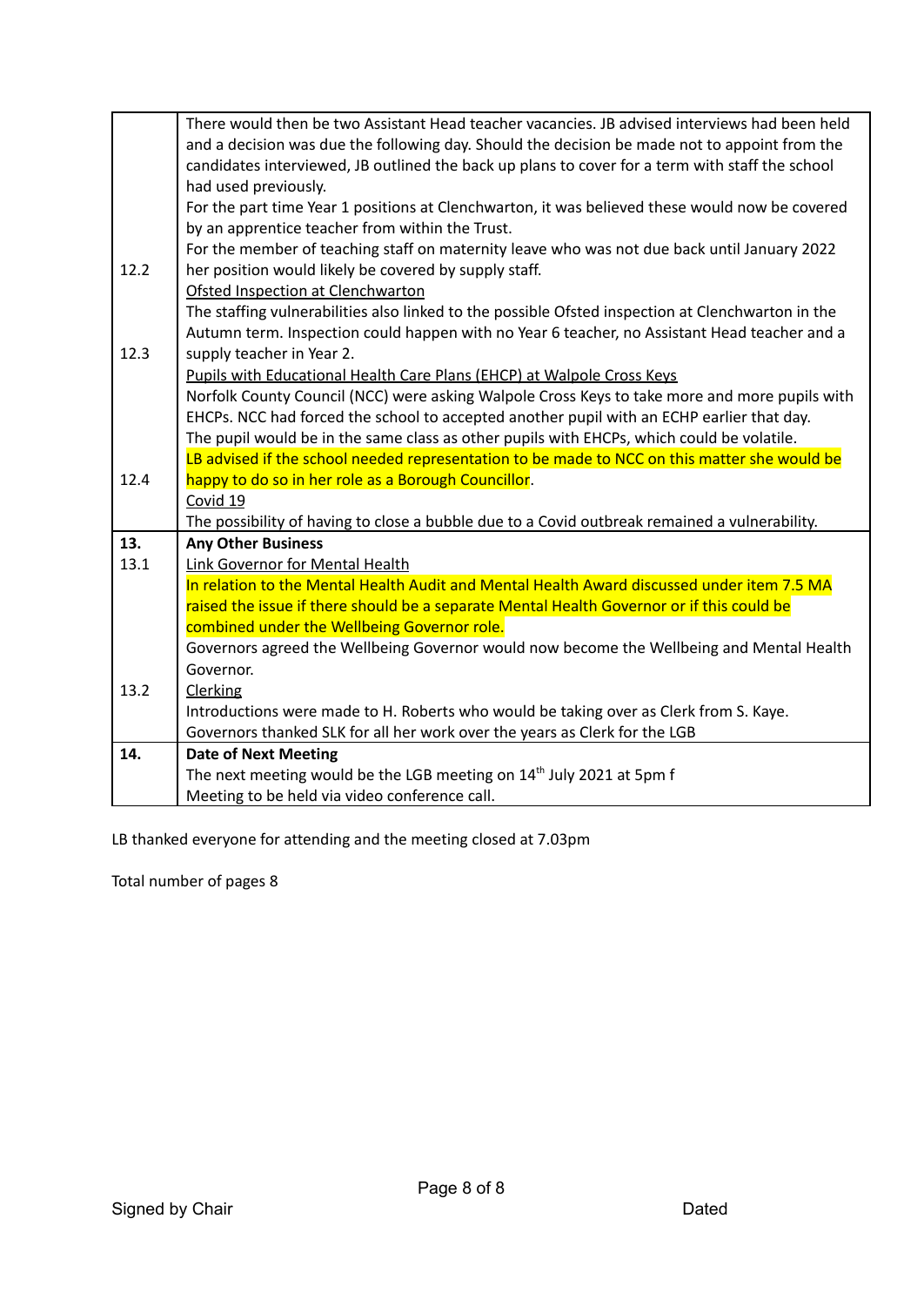| | |
|---|---|
| | There would then be two Assistant Head teacher vacancies. JB advised interviews had been held and a decision was due the following day. Should the decision be made not to appoint from the candidates interviewed, JB outlined the back up plans to cover for a term with staff the school had used previously.<br>For the part time Year 1 positions at Clenchwarton, it was believed these would now be covered by an apprentice teacher from within the Trust.<br>For the member of teaching staff on maternity leave who was not due back until January 2022 her position would likely be covered by supply staff. |
| 12.2 | Ofsted Inspection at Clenchwarton<br>The staffing vulnerabilities also linked to the possible Ofsted inspection at Clenchwarton in the Autumn term. Inspection could happen with no Year 6 teacher, no Assistant Head teacher and a supply teacher in Year 2. |
| 12.3 | Pupils with Educational Health Care Plans (EHCP) at Walpole Cross Keys<br>Norfolk County Council (NCC) were asking Walpole Cross Keys to take more and more pupils with EHCPs. NCC had forced the school to accepted another pupil with an ECHP earlier that day. The pupil would be in the same class as other pupils with EHCPs, which could be volatile.<br>LB advised if the school needed representation to be made to NCC on this matter she would be happy to do so in her role as a Borough Councillor. |
| 12.4 | Covid 19<br>The possibility of having to close a bubble due to a Covid outbreak remained a vulnerability. |
| **13.** | **Any Other Business** |
| 13.1 | Link Governor for Mental Health<br>In relation to the Mental Health Audit and Mental Health Award discussed under item 7.5 MA raised the issue if there should be a separate Mental Health Governor or if this could be combined under the Wellbeing Governor role.<br>Governors agreed the Wellbeing Governor would now become the Wellbeing and Mental Health Governor. |
| 13.2 | Clerking<br>Introductions were made to H. Roberts who would be taking over as Clerk from S. Kaye.<br>Governors thanked SLK for all her work over the years as Clerk for the LGB |
| **14.** | **Date of Next Meeting**<br>The next meeting would be the LGB meeting on 14th July 2021 at 5pm f<br>Meeting to be held via video conference call. |

LB thanked everyone for attending and the meeting closed at 7.03pm

Total number of pages 8

Signed by Chair                                                                 Dated